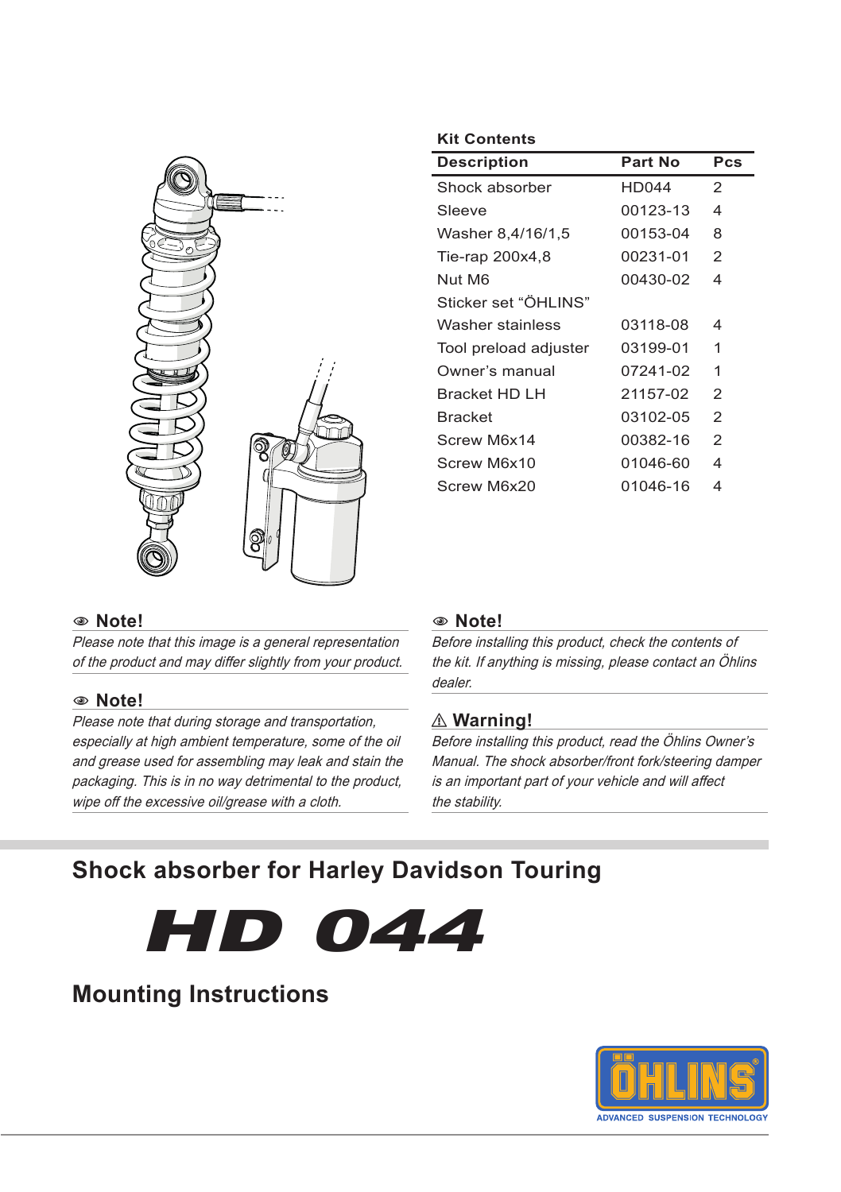## Kit Contents

| Description | Part No | Pcs |
|---|---|---|
| Shock absorber | HD044 | 2 |
| Sleeve | 00123-13 | 4 |
| Washer 8,4/16/1,5 | 00153-04 | 8 |
| Tie-rap 200x4,8 | 00231-01 | 2 |
| Nut M6 | 00430-02 | 4 |
| Sticker set “ÖHLINS” | | |
| Washer stainless | 03118-08 | 4 |
| Tool preload adjuster | 03199-01 | 1 |
| Owner’s manual | 07241-02 | 1 |
| Bracket HD LH | 21157-02 | 2 |
| Bracket | 03102-05 | 2 |
| Screw M6x14 | 00382-16 | 2 |
| Screw M6x10 | 01046-60 | 4 |
| Screw M6x20 | 01046-16 | 4 |

### Note!

*Please note that this image is a general representation of the product and may differ slightly from your product.*

### Note!

*Please note that during storage and transportation, especially at high ambient temperature, some of the oil and grease used for assembling may leak and stain the packaging. This is in no way detrimental to the product, wipe off the excessive oil/grease with a cloth.*

### Note!

*Before installing this product, check the contents of the kit. If anything is missing, please contact an Öhlins dealer.*

### ⚠ Warning!

*Before installing this product, read the Öhlins Owner’s Manual. The shock absorber/front fork/steering damper is an important part of your vehicle and will affect the stability.*

# Shock absorber for Harley Davidson Touring

# HD 044

## Mounting Instructions

ÖHLINS ADVANCED SUSPENSION TECHNOLOGY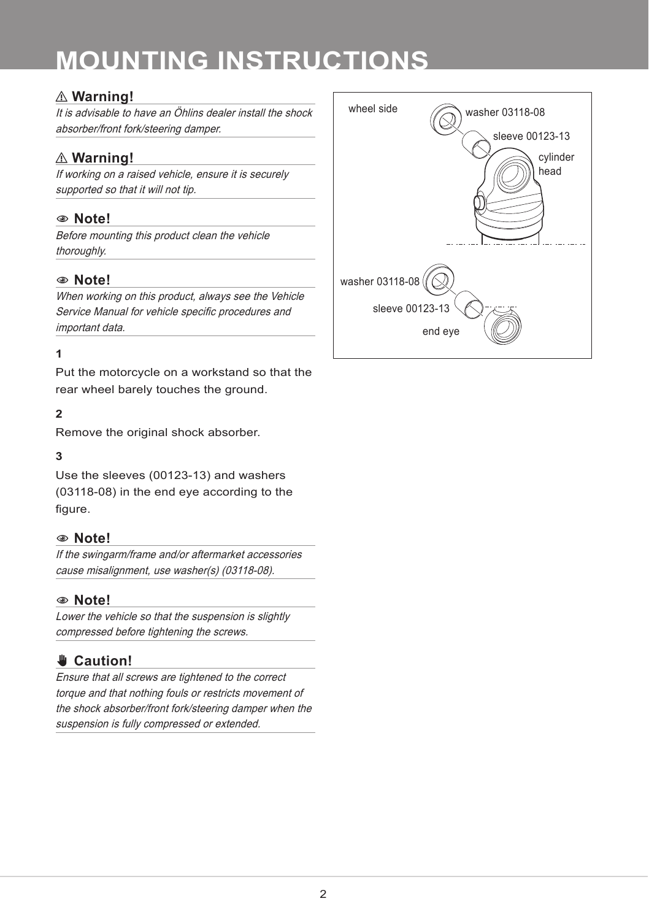# MOUNTING INSTRUCTIONS

### ⚠ Warning!

*It is advisable to have an Öhlins dealer install the shock absorber/front fork/steering damper.*

### ⚠ Warning!

*If working on a raised vehicle, ensure it is securely supported so that it will not tip.*

### Note!

*Before mounting this product clean the vehicle thoroughly.*

### Note!

*When working on this product, always see the Vehicle Service Manual for vehicle specific procedures and important data.*

**1**

Put the motorcycle on a workstand so that the rear wheel barely touches the ground.

**2**

Remove the original shock absorber.

**3**

Use the sleeves (00123-13) and washers (03118-08) in the end eye according to the figure.

### Note!

*If the swingarm/frame and/or aftermarket accessories cause misalignment, use washer(s) (03118-08).*

### Note!

*Lower the vehicle so that the suspension is slightly compressed before tightening the screws.*

### Caution!

*Ensure that all screws are tightened to the correct torque and that nothing fouls or restricts movement of the shock absorber/front fork/steering damper when the suspension is fully compressed or extended.*

wheel side

washer 03118-08

sleeve 00123-13

cylinder head

washer 03118-08

sleeve 00123-13

end eye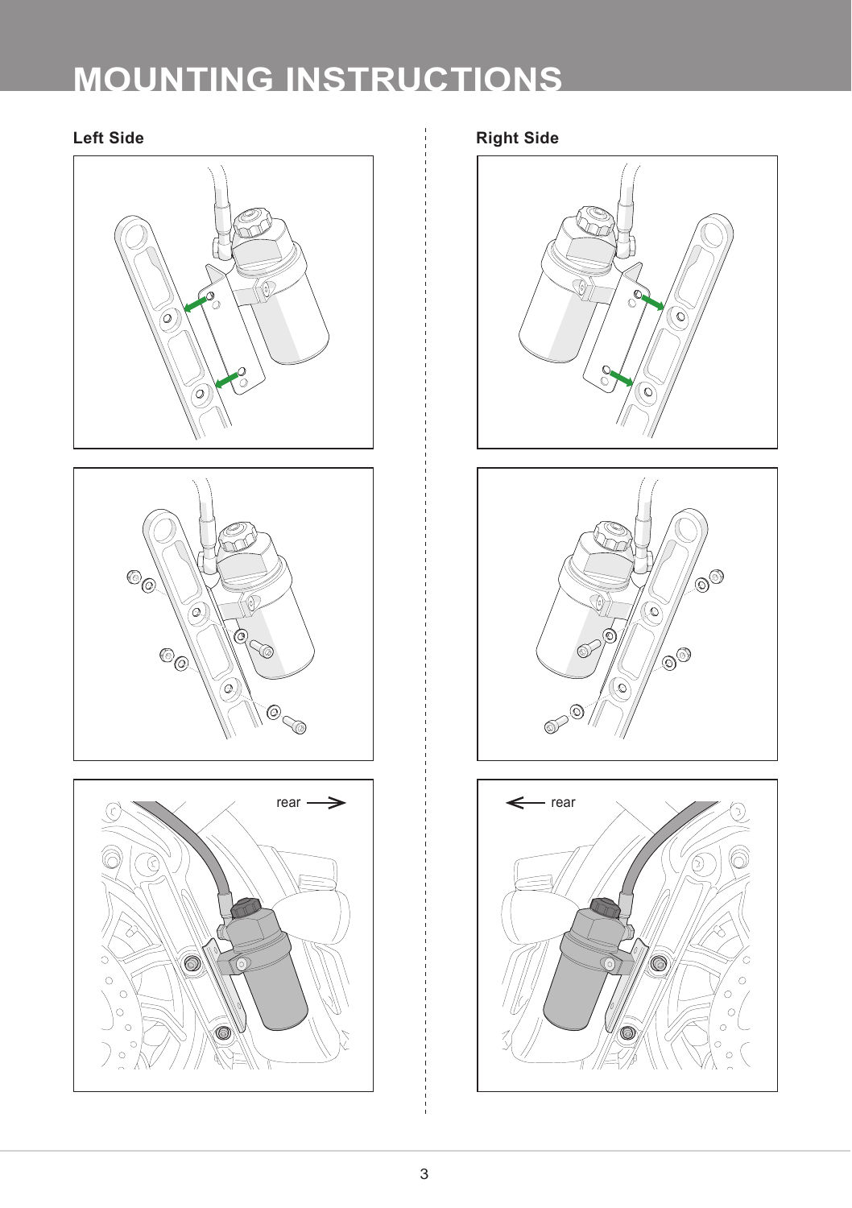# MOUNTING INSTRUCTIONS

## Left Side

rear →

## Right Side

← rear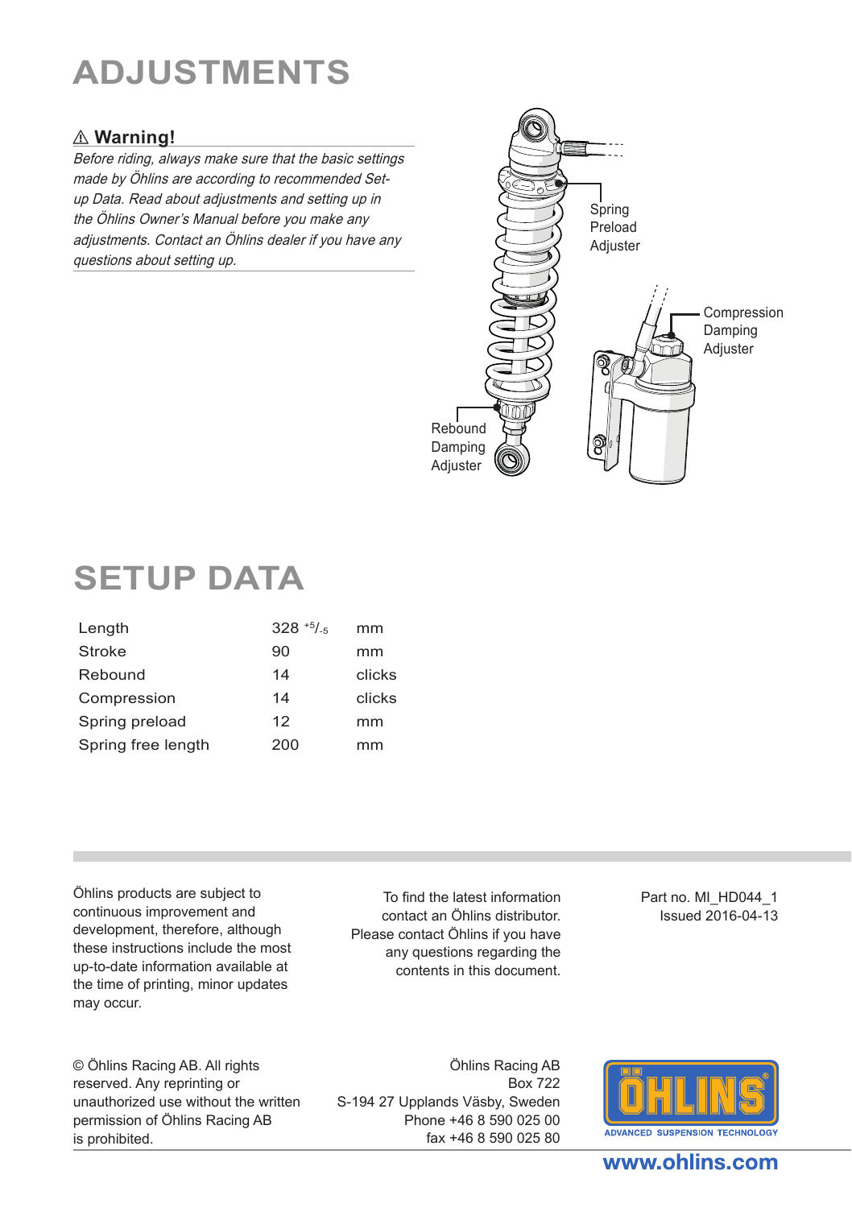# ADJUSTMENTS

## ⚠ Warning!

*Before riding, always make sure that the basic settings made by Öhlins are according to recommended Set-up Data. Read about adjustments and setting up in the Öhlins Owner's Manual before you make any adjustments. Contact an Öhlins dealer if you have any questions about setting up.*

Spring Preload Adjuster

Compression Damping Adjuster

Rebound Damping Adjuster

# SETUP DATA

| | | |
|---|---|---|
| Length | 328 $^{+5}/_{-5}$ | mm |
| Stroke | 90 | mm |
| Rebound | 14 | clicks |
| Compression | 14 | clicks |
| Spring preload | 12 | mm |
| Spring free length | 200 | mm |

Öhlins products are subject to continuous improvement and development, therefore, although these instructions include the most up-to-date information available at the time of printing, minor updates may occur.

To find the latest information contact an Öhlins distributor. Please contact Öhlins if you have any questions regarding the contents in this document.

Part no. MI_HD044_1
Issued 2016-04-13

© Öhlins Racing AB. All rights reserved. Any reprinting or unauthorized use without the written permission of Öhlins Racing AB is prohibited.

Öhlins Racing AB
Box 722
S-194 27 Upplands Väsby, Sweden
Phone +46 8 590 025 00
fax +46 8 590 025 80

ÖHLINS
ADVANCED SUSPENSION TECHNOLOGY

www.ohlins.com